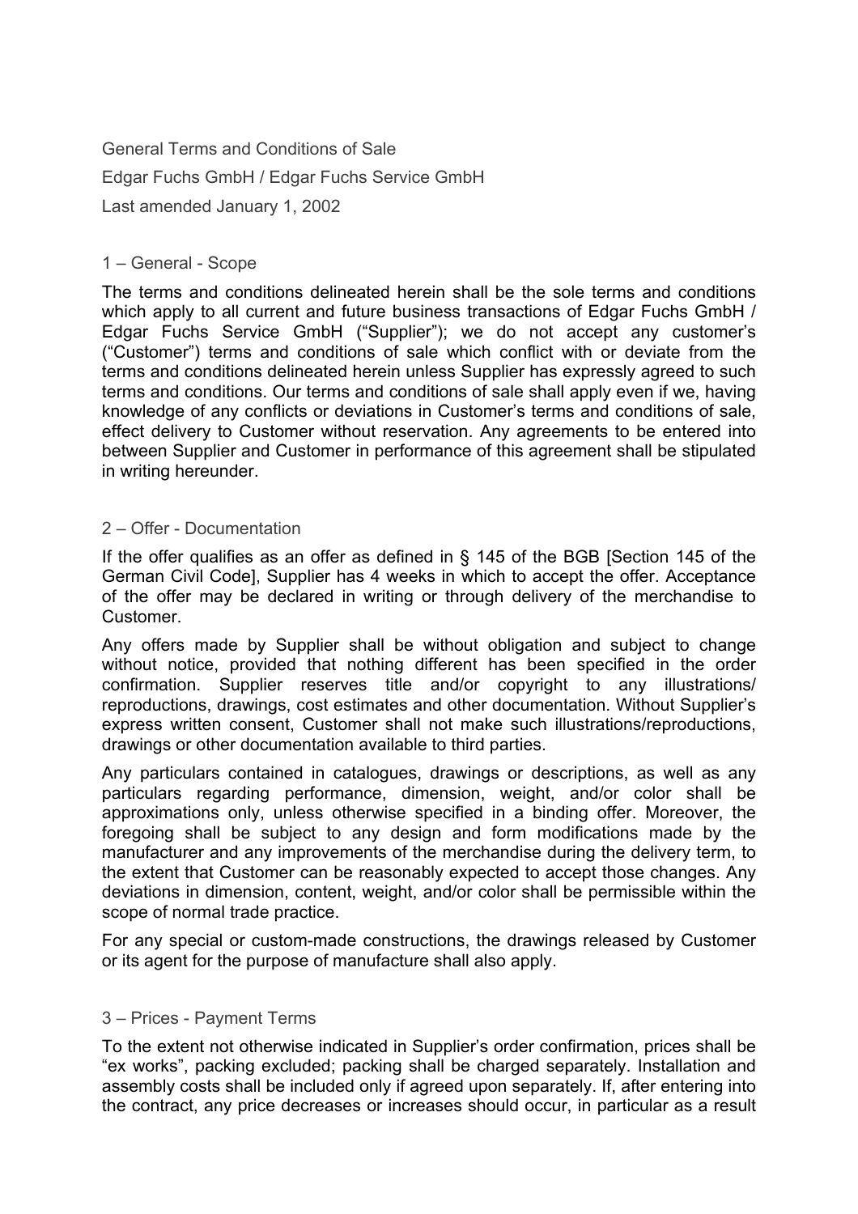# General Terms and Conditions of Sale

Edgar Fuchs GmbH / Edgar Fuchs Service GmbH

Last amended January 1, 2002

## 1 – General - Scope

The terms and conditions delineated herein shall be the sole terms and conditions which apply to all current and future business transactions of Edgar Fuchs GmbH / Edgar Fuchs Service GmbH ("Supplier"); we do not accept any customer's ("Customer") terms and conditions of sale which conflict with or deviate from the terms and conditions delineated herein unless Supplier has expressly agreed to such terms and conditions. Our terms and conditions of sale shall apply even if we, having knowledge of any conflicts or deviations in Customer's terms and conditions of sale, effect delivery to Customer without reservation. Any agreements to be entered into between Supplier and Customer in performance of this agreement shall be stipulated in writing hereunder.

## 2 – Offer - Documentation

If the offer qualifies as an offer as defined in § 145 of the BGB [Section 145 of the German Civil Code], Supplier has 4 weeks in which to accept the offer. Acceptance of the offer may be declared in writing or through delivery of the merchandise to Customer.

Any offers made by Supplier shall be without obligation and subject to change without notice, provided that nothing different has been specified in the order confirmation. Supplier reserves title and/or copyright to any illustrations/ reproductions, drawings, cost estimates and other documentation. Without Supplier's express written consent, Customer shall not make such illustrations/reproductions, drawings or other documentation available to third parties.

Any particulars contained in catalogues, drawings or descriptions, as well as any particulars regarding performance, dimension, weight, and/or color shall be approximations only, unless otherwise specified in a binding offer. Moreover, the foregoing shall be subject to any design and form modifications made by the manufacturer and any improvements of the merchandise during the delivery term, to the extent that Customer can be reasonably expected to accept those changes. Any deviations in dimension, content, weight, and/or color shall be permissible within the scope of normal trade practice.

For any special or custom-made constructions, the drawings released by Customer or its agent for the purpose of manufacture shall also apply.

## 3 – Prices - Payment Terms

To the extent not otherwise indicated in Supplier's order confirmation, prices shall be "ex works", packing excluded; packing shall be charged separately. Installation and assembly costs shall be included only if agreed upon separately. If, after entering into the contract, any price decreases or increases should occur, in particular as a result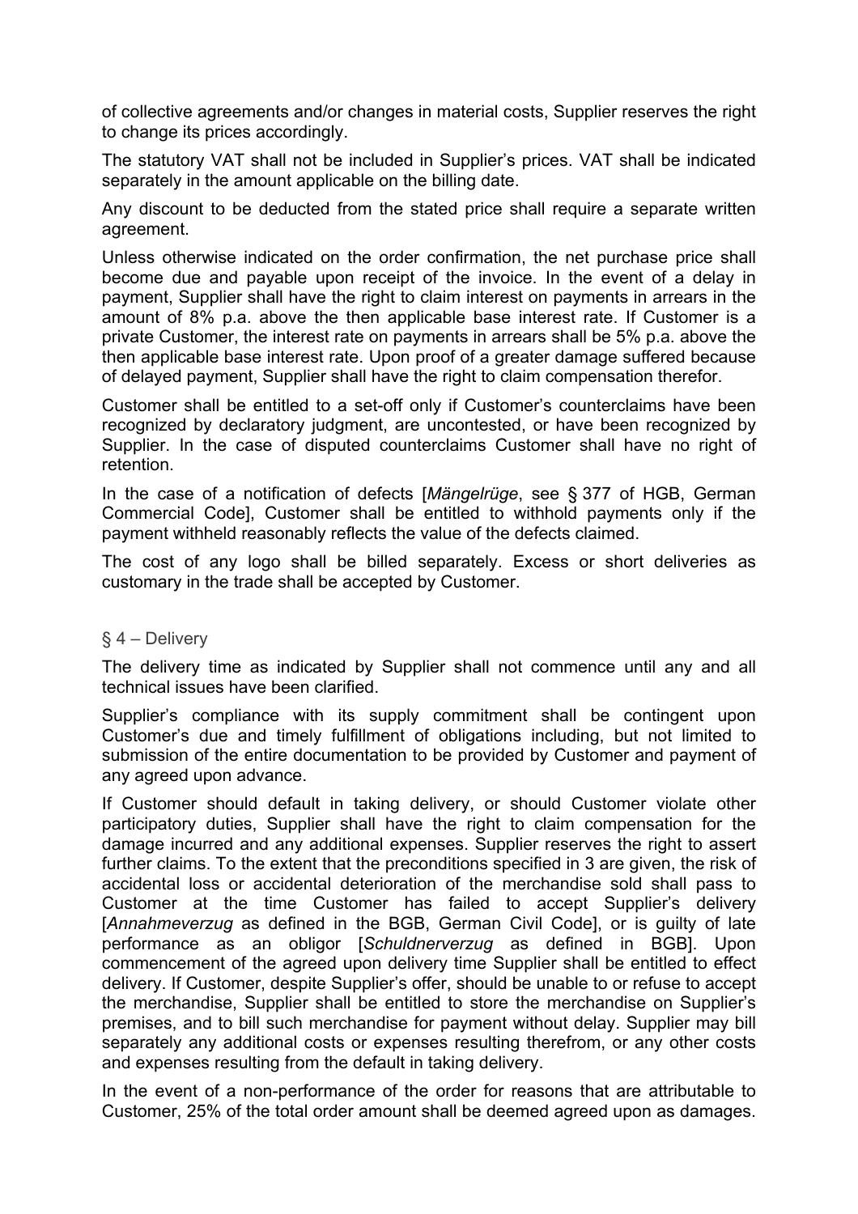of collective agreements and/or changes in material costs, Supplier reserves the right to change its prices accordingly.

The statutory VAT shall not be included in Supplier's prices. VAT shall be indicated separately in the amount applicable on the billing date.

Any discount to be deducted from the stated price shall require a separate written agreement.

Unless otherwise indicated on the order confirmation, the net purchase price shall become due and payable upon receipt of the invoice. In the event of a delay in payment, Supplier shall have the right to claim interest on payments in arrears in the amount of 8% p.a. above the then applicable base interest rate. If Customer is a private Customer, the interest rate on payments in arrears shall be 5% p.a. above the then applicable base interest rate. Upon proof of a greater damage suffered because of delayed payment, Supplier shall have the right to claim compensation therefor.

Customer shall be entitled to a set-off only if Customer's counterclaims have been recognized by declaratory judgment, are uncontested, or have been recognized by Supplier. In the case of disputed counterclaims Customer shall have no right of retention.

In the case of a notification of defects [*Mängelrüge*, see § 377 of HGB, German Commercial Code], Customer shall be entitled to withhold payments only if the payment withheld reasonably reflects the value of the defects claimed.

The cost of any logo shall be billed separately. Excess or short deliveries as customary in the trade shall be accepted by Customer.

## § 4 – Delivery

The delivery time as indicated by Supplier shall not commence until any and all technical issues have been clarified.

Supplier's compliance with its supply commitment shall be contingent upon Customer's due and timely fulfillment of obligations including, but not limited to submission of the entire documentation to be provided by Customer and payment of any agreed upon advance.

If Customer should default in taking delivery, or should Customer violate other participatory duties, Supplier shall have the right to claim compensation for the damage incurred and any additional expenses. Supplier reserves the right to assert further claims. To the extent that the preconditions specified in 3 are given, the risk of accidental loss or accidental deterioration of the merchandise sold shall pass to Customer at the time Customer has failed to accept Supplier's delivery [*Annahmeverzug* as defined in the BGB, German Civil Code], or is guilty of late performance as an obligor [*Schuldnerverzug* as defined in BGB]. Upon commencement of the agreed upon delivery time Supplier shall be entitled to effect delivery. If Customer, despite Supplier's offer, should be unable to or refuse to accept the merchandise, Supplier shall be entitled to store the merchandise on Supplier's premises, and to bill such merchandise for payment without delay. Supplier may bill separately any additional costs or expenses resulting therefrom, or any other costs and expenses resulting from the default in taking delivery.

In the event of a non-performance of the order for reasons that are attributable to Customer, 25% of the total order amount shall be deemed agreed upon as damages.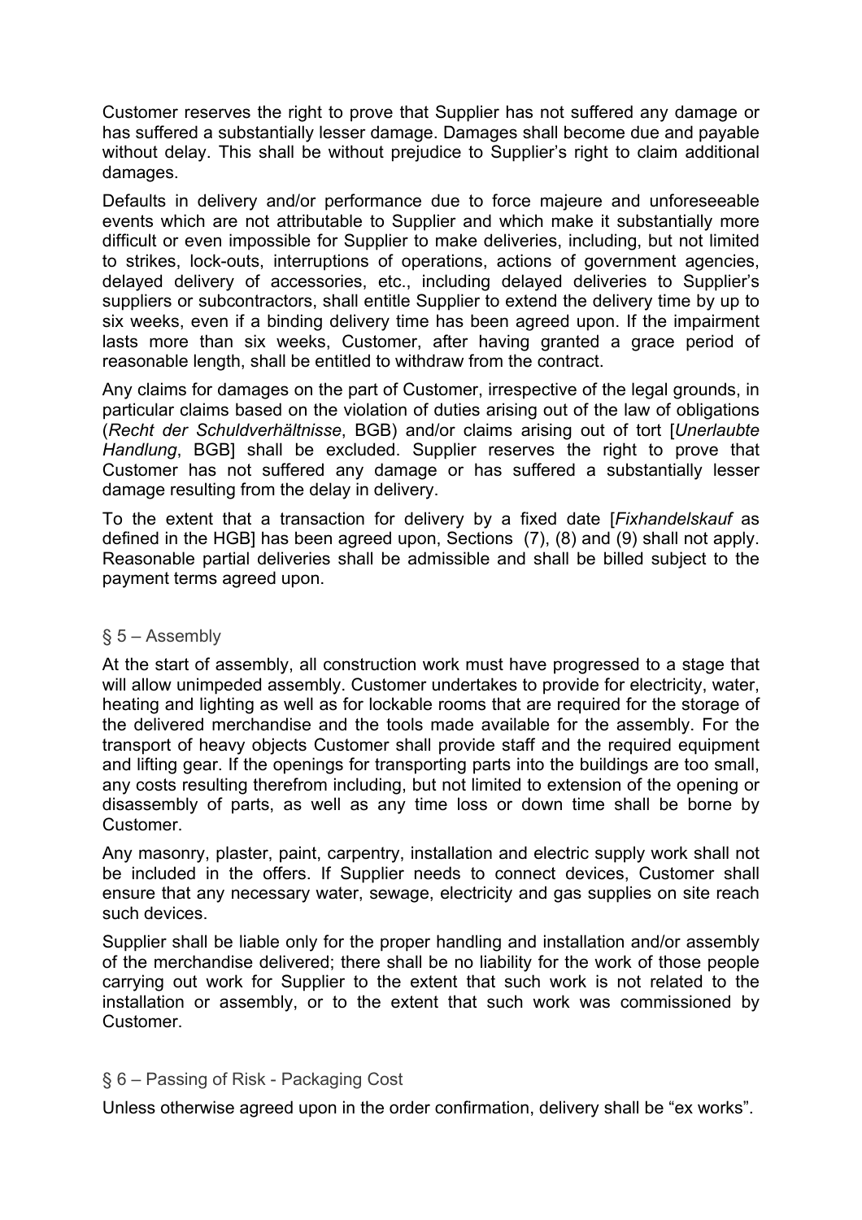Customer reserves the right to prove that Supplier has not suffered any damage or has suffered a substantially lesser damage. Damages shall become due and payable without delay. This shall be without prejudice to Supplier's right to claim additional damages.

Defaults in delivery and/or performance due to force majeure and unforeseeable events which are not attributable to Supplier and which make it substantially more difficult or even impossible for Supplier to make deliveries, including, but not limited to strikes, lock-outs, interruptions of operations, actions of government agencies, delayed delivery of accessories, etc., including delayed deliveries to Supplier's suppliers or subcontractors, shall entitle Supplier to extend the delivery time by up to six weeks, even if a binding delivery time has been agreed upon. If the impairment lasts more than six weeks, Customer, after having granted a grace period of reasonable length, shall be entitled to withdraw from the contract.

Any claims for damages on the part of Customer, irrespective of the legal grounds, in particular claims based on the violation of duties arising out of the law of obligations (*Recht der Schuldverhältnisse*, BGB) and/or claims arising out of tort [*Unerlaubte Handlung*, BGB] shall be excluded. Supplier reserves the right to prove that Customer has not suffered any damage or has suffered a substantially lesser damage resulting from the delay in delivery.

To the extent that a transaction for delivery by a fixed date [*Fixhandelskauf* as defined in the HGB] has been agreed upon, Sections (7), (8) and (9) shall not apply. Reasonable partial deliveries shall be admissible and shall be billed subject to the payment terms agreed upon.

## § 5 – Assembly

At the start of assembly, all construction work must have progressed to a stage that will allow unimpeded assembly. Customer undertakes to provide for electricity, water, heating and lighting as well as for lockable rooms that are required for the storage of the delivered merchandise and the tools made available for the assembly. For the transport of heavy objects Customer shall provide staff and the required equipment and lifting gear. If the openings for transporting parts into the buildings are too small, any costs resulting therefrom including, but not limited to extension of the opening or disassembly of parts, as well as any time loss or down time shall be borne by Customer.

Any masonry, plaster, paint, carpentry, installation and electric supply work shall not be included in the offers. If Supplier needs to connect devices, Customer shall ensure that any necessary water, sewage, electricity and gas supplies on site reach such devices.

Supplier shall be liable only for the proper handling and installation and/or assembly of the merchandise delivered; there shall be no liability for the work of those people carrying out work for Supplier to the extent that such work is not related to the installation or assembly, or to the extent that such work was commissioned by Customer.

## § 6 – Passing of Risk - Packaging Cost

Unless otherwise agreed upon in the order confirmation, delivery shall be "ex works".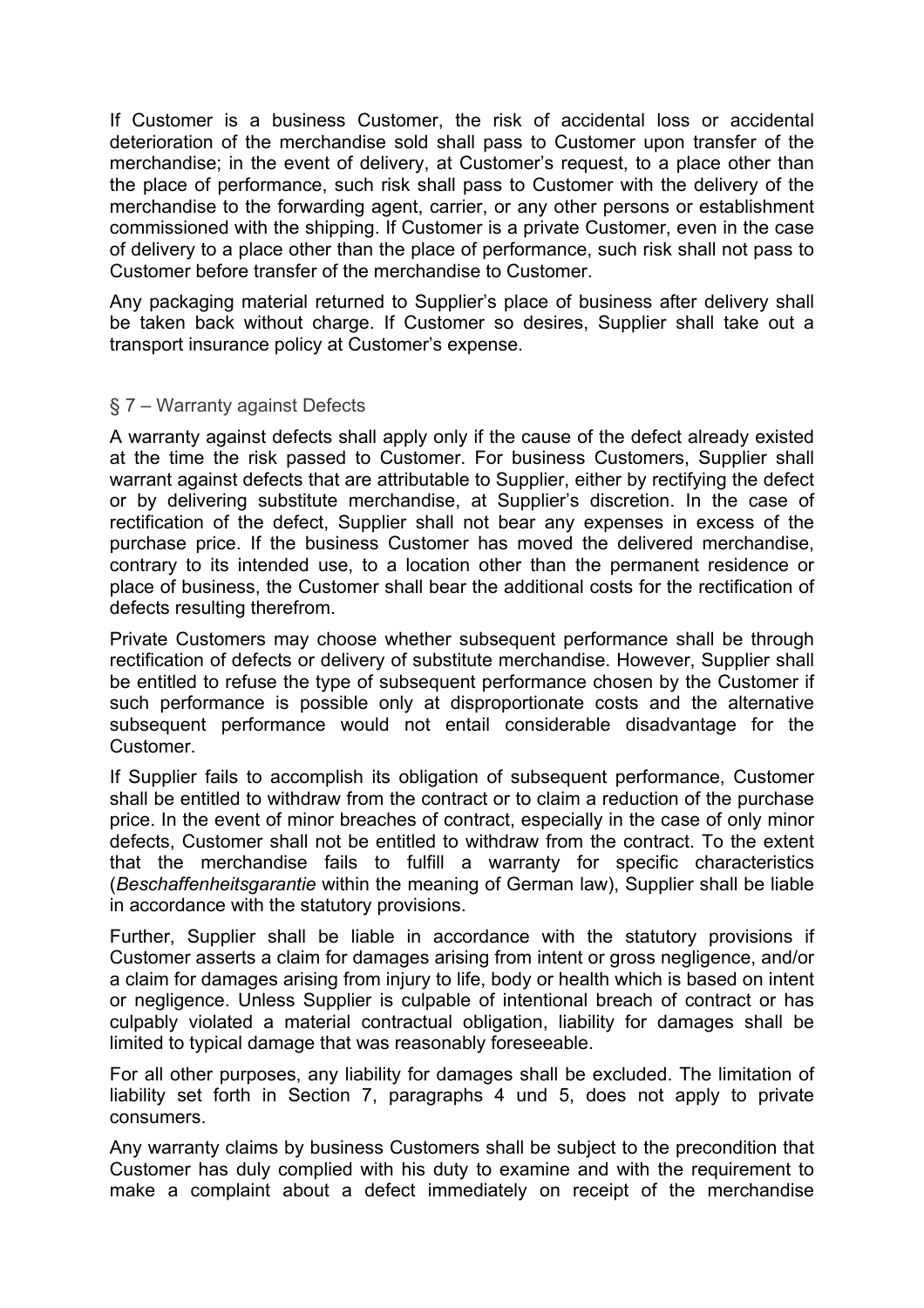If Customer is a business Customer, the risk of accidental loss or accidental deterioration of the merchandise sold shall pass to Customer upon transfer of the merchandise; in the event of delivery, at Customer's request, to a place other than the place of performance, such risk shall pass to Customer with the delivery of the merchandise to the forwarding agent, carrier, or any other persons or establishment commissioned with the shipping. If Customer is a private Customer, even in the case of delivery to a place other than the place of performance, such risk shall not pass to Customer before transfer of the merchandise to Customer.

Any packaging material returned to Supplier's place of business after delivery shall be taken back without charge. If Customer so desires, Supplier shall take out a transport insurance policy at Customer's expense.

## § 7 – Warranty against Defects

A warranty against defects shall apply only if the cause of the defect already existed at the time the risk passed to Customer. For business Customers, Supplier shall warrant against defects that are attributable to Supplier, either by rectifying the defect or by delivering substitute merchandise, at Supplier's discretion. In the case of rectification of the defect, Supplier shall not bear any expenses in excess of the purchase price. If the business Customer has moved the delivered merchandise, contrary to its intended use, to a location other than the permanent residence or place of business, the Customer shall bear the additional costs for the rectification of defects resulting therefrom.

Private Customers may choose whether subsequent performance shall be through rectification of defects or delivery of substitute merchandise. However, Supplier shall be entitled to refuse the type of subsequent performance chosen by the Customer if such performance is possible only at disproportionate costs and the alternative subsequent performance would not entail considerable disadvantage for the Customer.

If Supplier fails to accomplish its obligation of subsequent performance, Customer shall be entitled to withdraw from the contract or to claim a reduction of the purchase price. In the event of minor breaches of contract, especially in the case of only minor defects, Customer shall not be entitled to withdraw from the contract. To the extent that the merchandise fails to fulfill a warranty for specific characteristics (*Beschaffenheitsgarantie* within the meaning of German law), Supplier shall be liable in accordance with the statutory provisions.

Further, Supplier shall be liable in accordance with the statutory provisions if Customer asserts a claim for damages arising from intent or gross negligence, and/or a claim for damages arising from injury to life, body or health which is based on intent or negligence. Unless Supplier is culpable of intentional breach of contract or has culpably violated a material contractual obligation, liability for damages shall be limited to typical damage that was reasonably foreseeable.

For all other purposes, any liability for damages shall be excluded. The limitation of liability set forth in Section 7, paragraphs 4 und 5, does not apply to private consumers.

Any warranty claims by business Customers shall be subject to the precondition that Customer has duly complied with his duty to examine and with the requirement to make a complaint about a defect immediately on receipt of the merchandise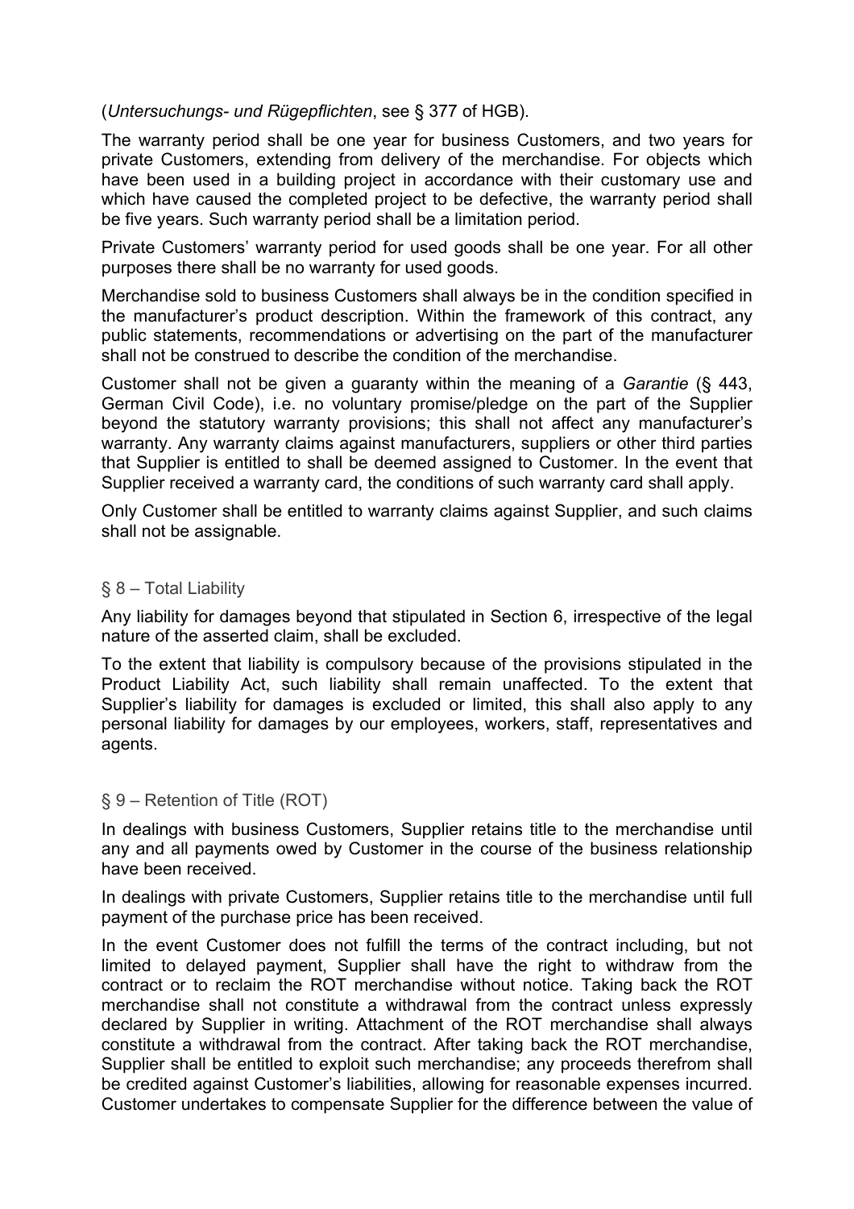(*Untersuchungs- und Rügepflichten*, see § 377 of HGB).

The warranty period shall be one year for business Customers, and two years for private Customers, extending from delivery of the merchandise. For objects which have been used in a building project in accordance with their customary use and which have caused the completed project to be defective, the warranty period shall be five years. Such warranty period shall be a limitation period.

Private Customers' warranty period for used goods shall be one year. For all other purposes there shall be no warranty for used goods.

Merchandise sold to business Customers shall always be in the condition specified in the manufacturer's product description. Within the framework of this contract, any public statements, recommendations or advertising on the part of the manufacturer shall not be construed to describe the condition of the merchandise.

Customer shall not be given a guaranty within the meaning of a *Garantie* (§ 443, German Civil Code), i.e. no voluntary promise/pledge on the part of the Supplier beyond the statutory warranty provisions; this shall not affect any manufacturer's warranty. Any warranty claims against manufacturers, suppliers or other third parties that Supplier is entitled to shall be deemed assigned to Customer. In the event that Supplier received a warranty card, the conditions of such warranty card shall apply.

Only Customer shall be entitled to warranty claims against Supplier, and such claims shall not be assignable.

## § 8 – Total Liability

Any liability for damages beyond that stipulated in Section 6, irrespective of the legal nature of the asserted claim, shall be excluded.

To the extent that liability is compulsory because of the provisions stipulated in the Product Liability Act, such liability shall remain unaffected. To the extent that Supplier's liability for damages is excluded or limited, this shall also apply to any personal liability for damages by our employees, workers, staff, representatives and agents.

## § 9 – Retention of Title (ROT)

In dealings with business Customers, Supplier retains title to the merchandise until any and all payments owed by Customer in the course of the business relationship have been received.

In dealings with private Customers, Supplier retains title to the merchandise until full payment of the purchase price has been received.

In the event Customer does not fulfill the terms of the contract including, but not limited to delayed payment, Supplier shall have the right to withdraw from the contract or to reclaim the ROT merchandise without notice. Taking back the ROT merchandise shall not constitute a withdrawal from the contract unless expressly declared by Supplier in writing. Attachment of the ROT merchandise shall always constitute a withdrawal from the contract. After taking back the ROT merchandise, Supplier shall be entitled to exploit such merchandise; any proceeds therefrom shall be credited against Customer's liabilities, allowing for reasonable expenses incurred. Customer undertakes to compensate Supplier for the difference between the value of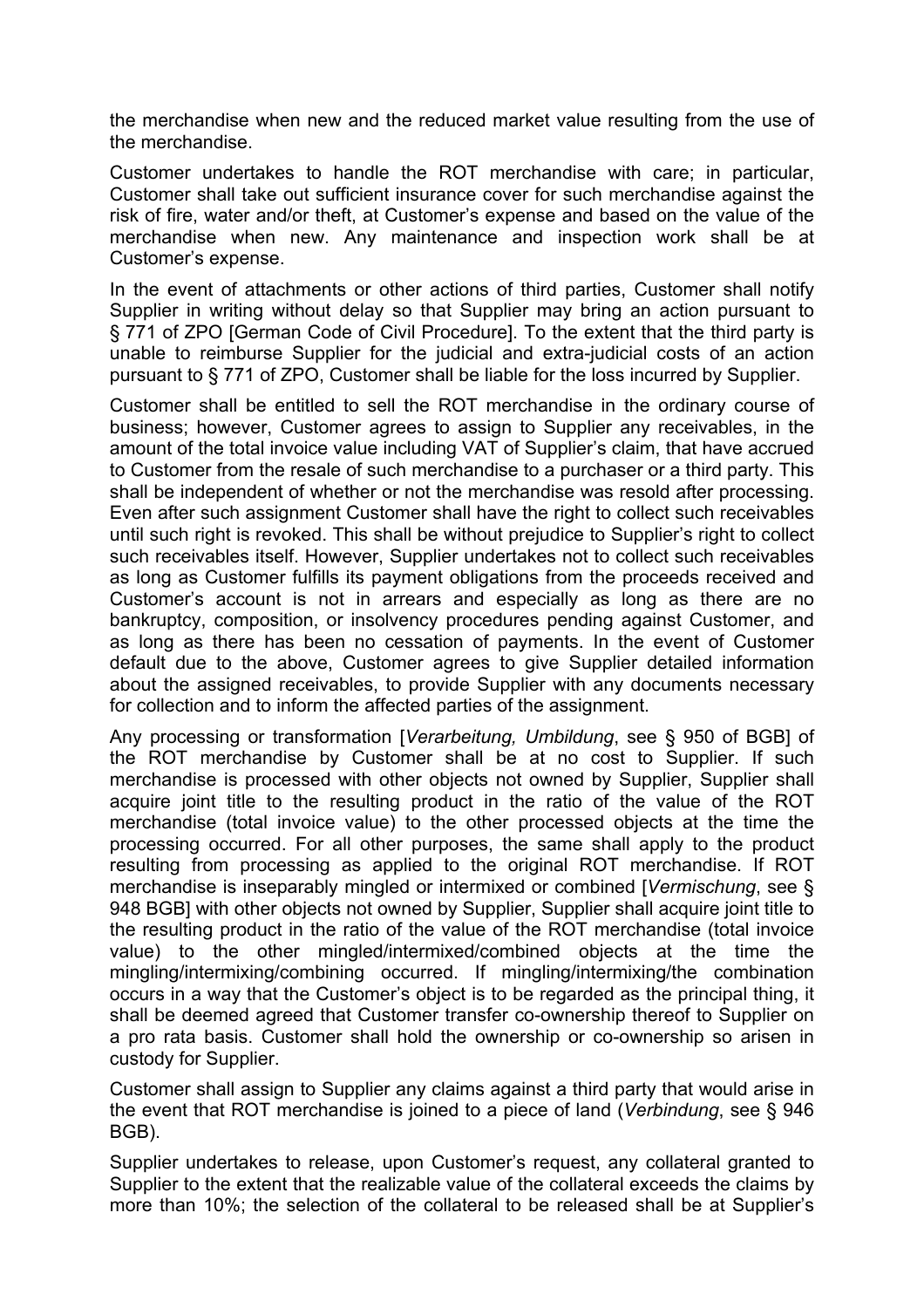the merchandise when new and the reduced market value resulting from the use of the merchandise.

Customer undertakes to handle the ROT merchandise with care; in particular, Customer shall take out sufficient insurance cover for such merchandise against the risk of fire, water and/or theft, at Customer's expense and based on the value of the merchandise when new. Any maintenance and inspection work shall be at Customer's expense.

In the event of attachments or other actions of third parties, Customer shall notify Supplier in writing without delay so that Supplier may bring an action pursuant to § 771 of ZPO [German Code of Civil Procedure]. To the extent that the third party is unable to reimburse Supplier for the judicial and extra-judicial costs of an action pursuant to § 771 of ZPO, Customer shall be liable for the loss incurred by Supplier.

Customer shall be entitled to sell the ROT merchandise in the ordinary course of business; however, Customer agrees to assign to Supplier any receivables, in the amount of the total invoice value including VAT of Supplier's claim, that have accrued to Customer from the resale of such merchandise to a purchaser or a third party. This shall be independent of whether or not the merchandise was resold after processing. Even after such assignment Customer shall have the right to collect such receivables until such right is revoked. This shall be without prejudice to Supplier's right to collect such receivables itself. However, Supplier undertakes not to collect such receivables as long as Customer fulfills its payment obligations from the proceeds received and Customer's account is not in arrears and especially as long as there are no bankruptcy, composition, or insolvency procedures pending against Customer, and as long as there has been no cessation of payments. In the event of Customer default due to the above, Customer agrees to give Supplier detailed information about the assigned receivables, to provide Supplier with any documents necessary for collection and to inform the affected parties of the assignment.

Any processing or transformation [*Verarbeitung, Umbildung*, see § 950 of BGB] of the ROT merchandise by Customer shall be at no cost to Supplier. If such merchandise is processed with other objects not owned by Supplier, Supplier shall acquire joint title to the resulting product in the ratio of the value of the ROT merchandise (total invoice value) to the other processed objects at the time the processing occurred. For all other purposes, the same shall apply to the product resulting from processing as applied to the original ROT merchandise. If ROT merchandise is inseparably mingled or intermixed or combined [*Vermischung*, see § 948 BGB] with other objects not owned by Supplier, Supplier shall acquire joint title to the resulting product in the ratio of the value of the ROT merchandise (total invoice value) to the other mingled/intermixed/combined objects at the time the mingling/intermixing/combining occurred. If mingling/intermixing/the combination occurs in a way that the Customer's object is to be regarded as the principal thing, it shall be deemed agreed that Customer transfer co-ownership thereof to Supplier on a pro rata basis. Customer shall hold the ownership or co-ownership so arisen in custody for Supplier.

Customer shall assign to Supplier any claims against a third party that would arise in the event that ROT merchandise is joined to a piece of land (*Verbindung*, see § 946 BGB).

Supplier undertakes to release, upon Customer's request, any collateral granted to Supplier to the extent that the realizable value of the collateral exceeds the claims by more than 10%; the selection of the collateral to be released shall be at Supplier's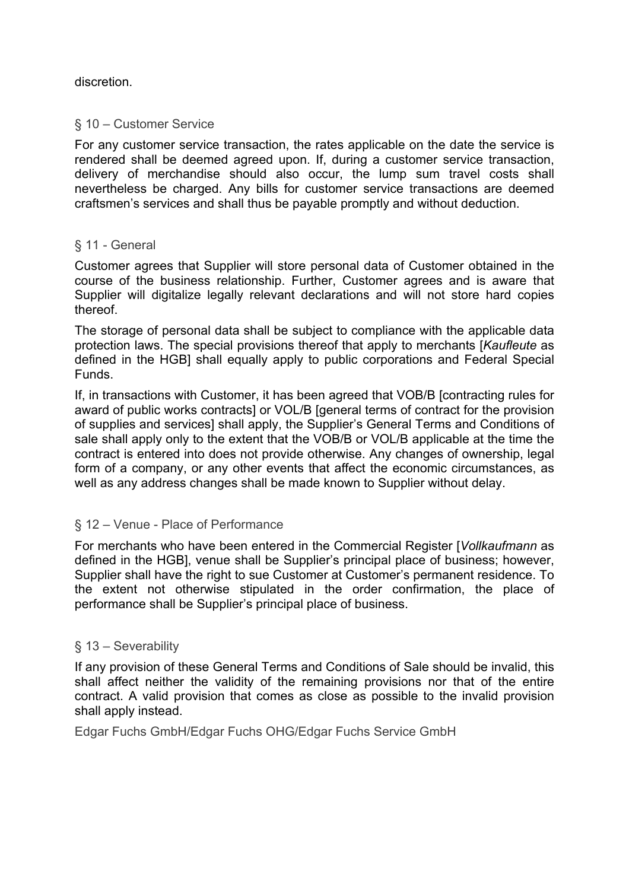discretion.

## § 10 – Customer Service

For any customer service transaction, the rates applicable on the date the service is rendered shall be deemed agreed upon. If, during a customer service transaction, delivery of merchandise should also occur, the lump sum travel costs shall nevertheless be charged. Any bills for customer service transactions are deemed craftsmen's services and shall thus be payable promptly and without deduction.

## § 11 - General

Customer agrees that Supplier will store personal data of Customer obtained in the course of the business relationship. Further, Customer agrees and is aware that Supplier will digitalize legally relevant declarations and will not store hard copies thereof.

The storage of personal data shall be subject to compliance with the applicable data protection laws. The special provisions thereof that apply to merchants [*Kaufleute* as defined in the HGB] shall equally apply to public corporations and Federal Special Funds.

If, in transactions with Customer, it has been agreed that VOB/B [contracting rules for award of public works contracts] or VOL/B [general terms of contract for the provision of supplies and services] shall apply, the Supplier's General Terms and Conditions of sale shall apply only to the extent that the VOB/B or VOL/B applicable at the time the contract is entered into does not provide otherwise. Any changes of ownership, legal form of a company, or any other events that affect the economic circumstances, as well as any address changes shall be made known to Supplier without delay.

## § 12 – Venue - Place of Performance

For merchants who have been entered in the Commercial Register [*Vollkaufmann* as defined in the HGB], venue shall be Supplier's principal place of business; however, Supplier shall have the right to sue Customer at Customer's permanent residence. To the extent not otherwise stipulated in the order confirmation, the place of performance shall be Supplier's principal place of business.

## § 13 – Severability

If any provision of these General Terms and Conditions of Sale should be invalid, this shall affect neither the validity of the remaining provisions nor that of the entire contract. A valid provision that comes as close as possible to the invalid provision shall apply instead.

Edgar Fuchs GmbH/Edgar Fuchs OHG/Edgar Fuchs Service GmbH